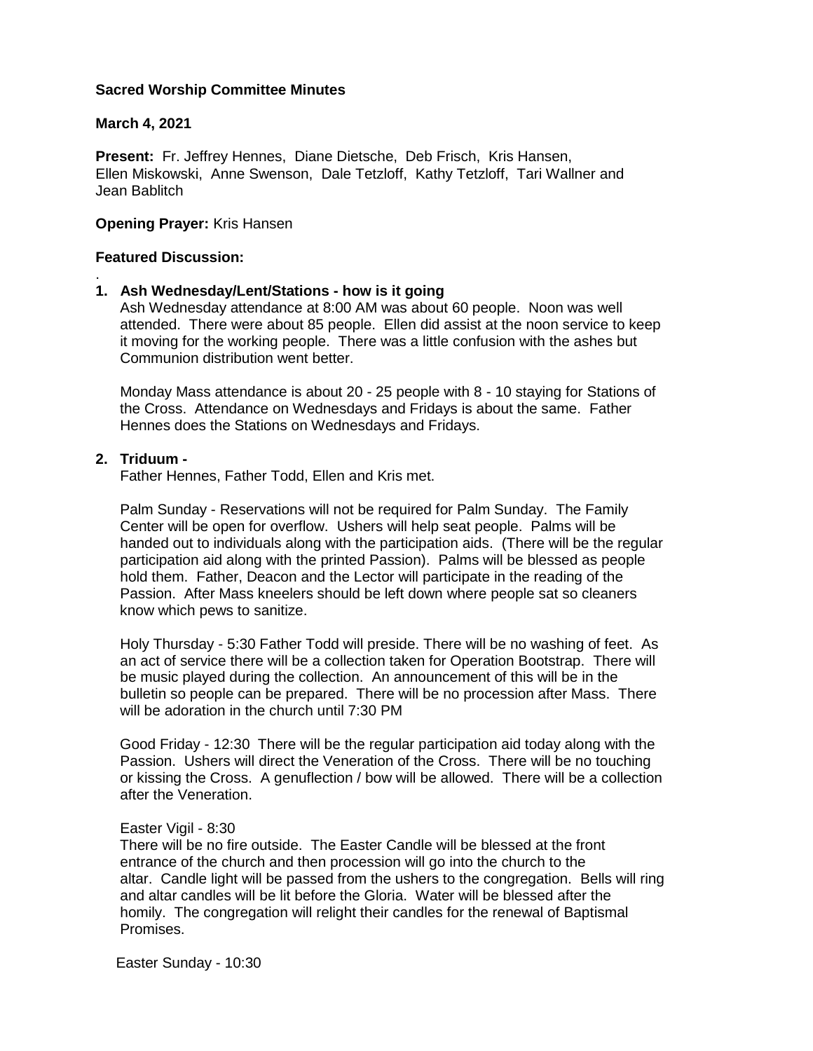**Sacred Worship Committee Minutes**

**March 4, 2021**

**Present:** Fr. Jeffrey Hennes, Diane Dietsche, Deb Frisch, Kris Hansen, Ellen Miskowski, Anne Swenson, Dale Tetzloff, Kathy Tetzloff, Tari Wallner and Jean Bablitch

**Opening Prayer:** Kris Hansen

**Featured Discussion:**

.

1. **Ash Wednesday/Lent/Stations - how is it going**

   Ash Wednesday attendance at 8:00 AM was about 60 people. Noon was well attended. There were about 85 people. Ellen did assist at the noon service to keep it moving for the working people. There was a little confusion with the ashes but Communion distribution went better.

   Monday Mass attendance is about 20 - 25 people with 8 - 10 staying for Stations of the Cross. Attendance on Wednesdays and Fridays is about the same. Father Hennes does the Stations on Wednesdays and Fridays.

2. **Triduum -**

   Father Hennes, Father Todd, Ellen and Kris met.

   Palm Sunday - Reservations will not be required for Palm Sunday. The Family Center will be open for overflow. Ushers will help seat people. Palms will be handed out to individuals along with the participation aids. (There will be the regular participation aid along with the printed Passion). Palms will be blessed as people hold them. Father, Deacon and the Lector will participate in the reading of the Passion. After Mass kneelers should be left down where people sat so cleaners know which pews to sanitize.

   Holy Thursday - 5:30 Father Todd will preside. There will be no washing of feet. As an act of service there will be a collection taken for Operation Bootstrap. There will be music played during the collection. An announcement of this will be in the bulletin so people can be prepared. There will be no procession after Mass. There will be adoration in the church until 7:30 PM

   Good Friday - 12:30 There will be the regular participation aid today along with the Passion. Ushers will direct the Veneration of the Cross. There will be no touching or kissing the Cross. A genuflection / bow will be allowed. There will be a collection after the Veneration.

   Easter Vigil - 8:30
   There will be no fire outside. The Easter Candle will be blessed at the front entrance of the church and then procession will go into the church to the altar. Candle light will be passed from the ushers to the congregation. Bells will ring and altar candles will be lit before the Gloria. Water will be blessed after the homily. The congregation will relight their candles for the renewal of Baptismal Promises.

   Easter Sunday - 10:30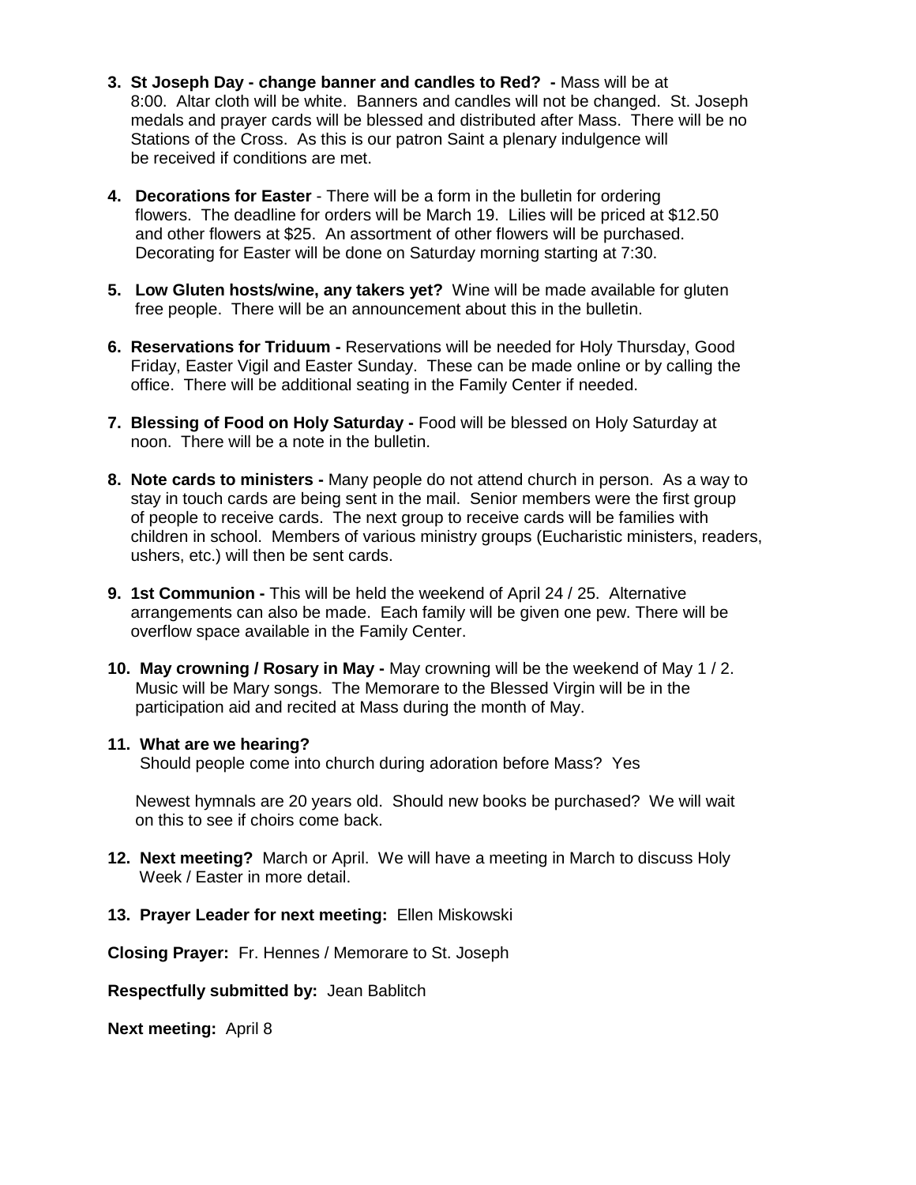3. **St Joseph Day - change banner and candles to Red? -** Mass will be at 8:00. Altar cloth will be white. Banners and candles will not be changed. St. Joseph medals and prayer cards will be blessed and distributed after Mass. There will be no Stations of the Cross. As this is our patron Saint a plenary indulgence will be received if conditions are met.

4. **Decorations for Easter** - There will be a form in the bulletin for ordering flowers. The deadline for orders will be March 19. Lilies will be priced at $12.50 and other flowers at $25. An assortment of other flowers will be purchased. Decorating for Easter will be done on Saturday morning starting at 7:30.

5. **Low Gluten hosts/wine, any takers yet?** Wine will be made available for gluten free people. There will be an announcement about this in the bulletin.

6. **Reservations for Triduum -** Reservations will be needed for Holy Thursday, Good Friday, Easter Vigil and Easter Sunday. These can be made online or by calling the office. There will be additional seating in the Family Center if needed.

7. **Blessing of Food on Holy Saturday -** Food will be blessed on Holy Saturday at noon. There will be a note in the bulletin.

8. **Note cards to ministers -** Many people do not attend church in person. As a way to stay in touch cards are being sent in the mail. Senior members were the first group of people to receive cards. The next group to receive cards will be families with children in school. Members of various ministry groups (Eucharistic ministers, readers, ushers, etc.) will then be sent cards.

9. **1st Communion -** This will be held the weekend of April 24 / 25. Alternative arrangements can also be made. Each family will be given one pew. There will be overflow space available in the Family Center.

10. **May crowning / Rosary in May -** May crowning will be the weekend of May 1 / 2. Music will be Mary songs. The Memorare to the Blessed Virgin will be in the participation aid and recited at Mass during the month of May.

11. **What are we hearing?**

    Should people come into church during adoration before Mass? Yes

    Newest hymnals are 20 years old. Should new books be purchased? We will wait on this to see if choirs come back.

12. **Next meeting?** March or April. We will have a meeting in March to discuss Holy Week / Easter in more detail.

13. **Prayer Leader for next meeting:** Ellen Miskowski

**Closing Prayer:** Fr. Hennes / Memorare to St. Joseph

**Respectfully submitted by:** Jean Bablitch

**Next meeting:** April 8